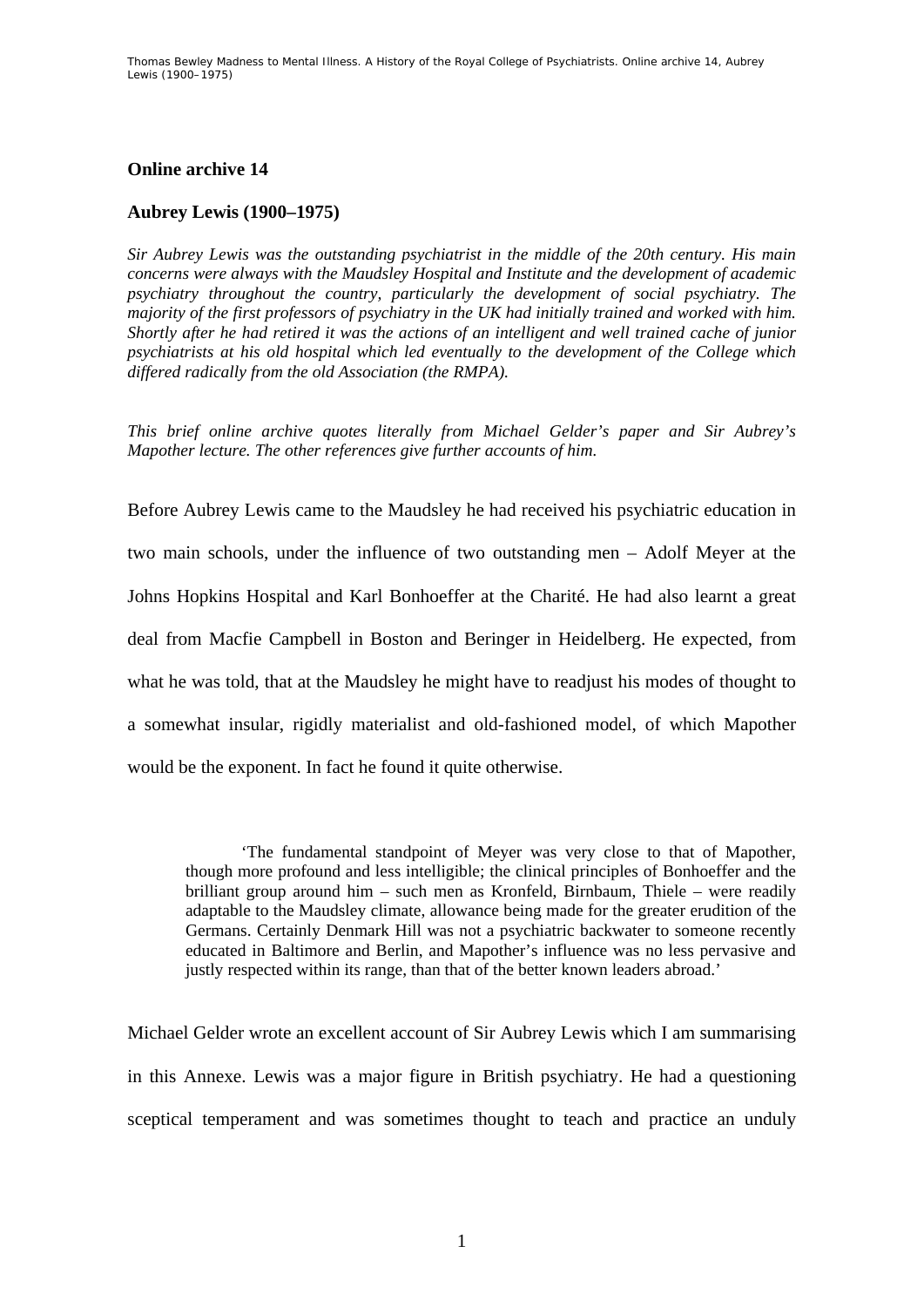## Online archive 14

## Aubrey Lewis (1900–1975)

*Sir Aubrey Lewis was the outstanding psychiatrist in the middle of the 20th century. His main concerns were always with the Maudsley Hospital and Institute and the development of academic psychiatry throughout the country, particularly the development of social psychiatry. The majority of the first professors of psychiatry in the UK had initially trained and worked with him. Shortly after he had retired it was the actions of an intelligent and well trained cache of junior psychiatrists at his old hospital which led eventually to the development of the College which differed radically from the old Association (the RMPA).*

*This brief online archive quotes literally from Michael Gelder's paper and Sir Aubrey's Mapother lecture. The other references give further accounts of him.*

Before Aubrey Lewis came to the Maudsley he had received his psychiatric education in two main schools, under the influence of two outstanding men – Adolf Meyer at the Johns Hopkins Hospital and Karl Bonhoeffer at the Charité. He had also learnt a great deal from Macfie Campbell in Boston and Beringer in Heidelberg. He expected, from what he was told, that at the Maudsley he might have to readjust his modes of thought to a somewhat insular, rigidly materialist and old-fashioned model, of which Mapother would be the exponent. In fact he found it quite otherwise.

> 'The fundamental standpoint of Meyer was very close to that of Mapother, though more profound and less intelligible; the clinical principles of Bonhoeffer and the brilliant group around him – such men as Kronfeld, Birnbaum, Thiele – were readily adaptable to the Maudsley climate, allowance being made for the greater erudition of the Germans. Certainly Denmark Hill was not a psychiatric backwater to someone recently educated in Baltimore and Berlin, and Mapother's influence was no less pervasive and justly respected within its range, than that of the better known leaders abroad.'

Michael Gelder wrote an excellent account of Sir Aubrey Lewis which I am summarising in this Annexe. Lewis was a major figure in British psychiatry. He had a questioning sceptical temperament and was sometimes thought to teach and practice an unduly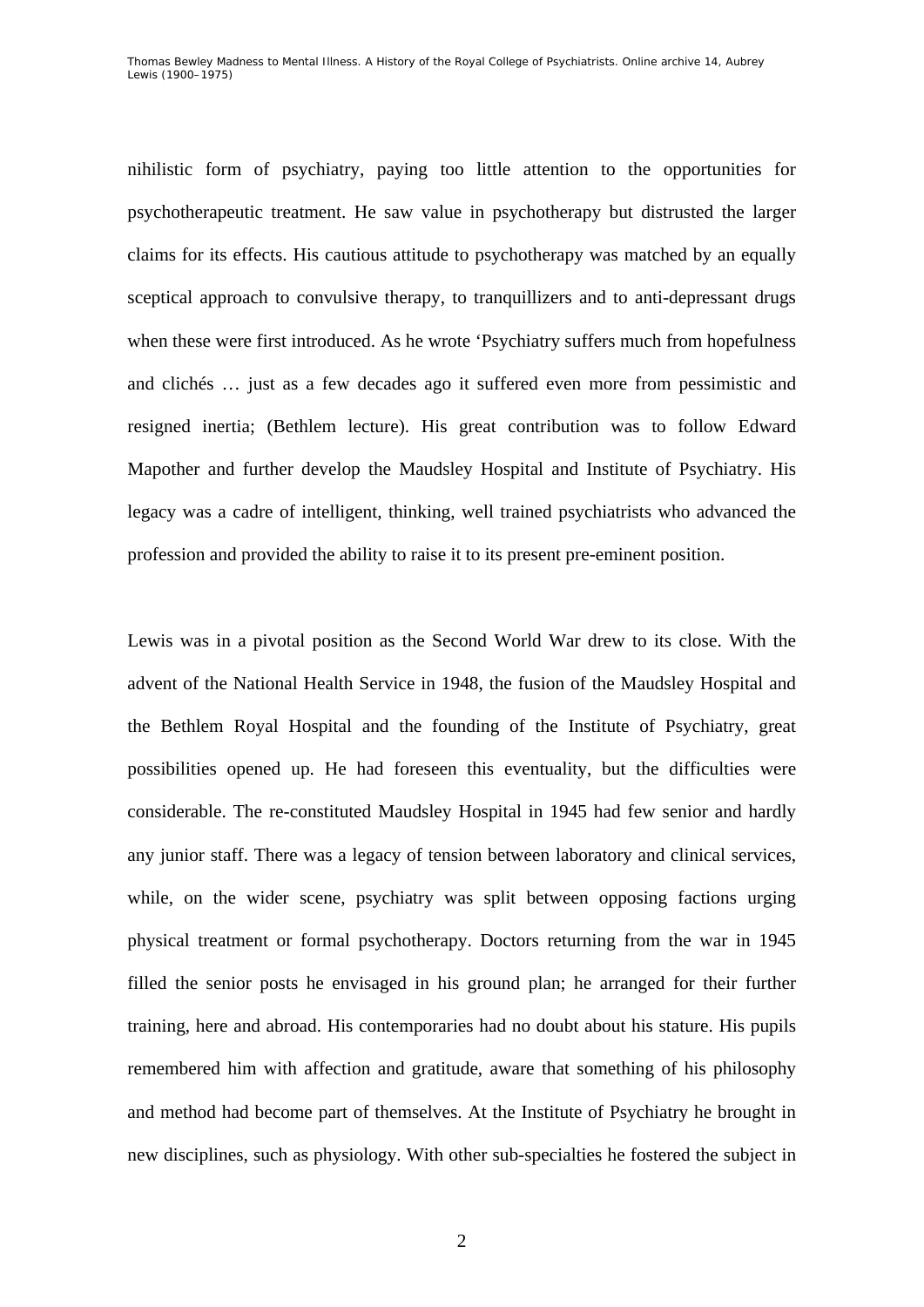nihilistic form of psychiatry, paying too little attention to the opportunities for psychotherapeutic treatment. He saw value in psychotherapy but distrusted the larger claims for its effects. His cautious attitude to psychotherapy was matched by an equally sceptical approach to convulsive therapy, to tranquillizers and to anti-depressant drugs when these were first introduced. As he wrote 'Psychiatry suffers much from hopefulness and clichés … just as a few decades ago it suffered even more from pessimistic and resigned inertia; (Bethlem lecture). His great contribution was to follow Edward Mapother and further develop the Maudsley Hospital and Institute of Psychiatry. His legacy was a cadre of intelligent, thinking, well trained psychiatrists who advanced the profession and provided the ability to raise it to its present pre-eminent position.

Lewis was in a pivotal position as the Second World War drew to its close. With the advent of the National Health Service in 1948, the fusion of the Maudsley Hospital and the Bethlem Royal Hospital and the founding of the Institute of Psychiatry, great possibilities opened up. He had foreseen this eventuality, but the difficulties were considerable. The re-constituted Maudsley Hospital in 1945 had few senior and hardly any junior staff. There was a legacy of tension between laboratory and clinical services, while, on the wider scene, psychiatry was split between opposing factions urging physical treatment or formal psychotherapy. Doctors returning from the war in 1945 filled the senior posts he envisaged in his ground plan; he arranged for their further training, here and abroad. His contemporaries had no doubt about his stature. His pupils remembered him with affection and gratitude, aware that something of his philosophy and method had become part of themselves. At the Institute of Psychiatry he brought in new disciplines, such as physiology. With other sub-specialties he fostered the subject in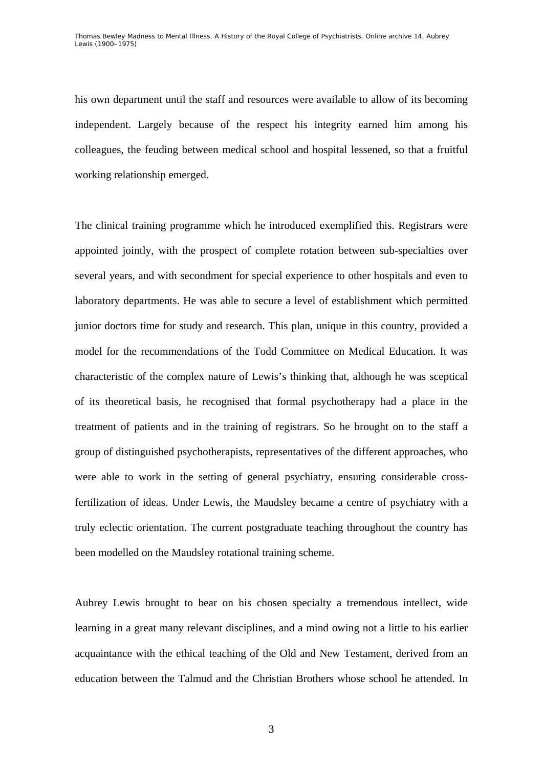his own department until the staff and resources were available to allow of its becoming independent. Largely because of the respect his integrity earned him among his colleagues, the feuding between medical school and hospital lessened, so that a fruitful working relationship emerged.

The clinical training programme which he introduced exemplified this. Registrars were appointed jointly, with the prospect of complete rotation between sub-specialties over several years, and with secondment for special experience to other hospitals and even to laboratory departments. He was able to secure a level of establishment which permitted junior doctors time for study and research. This plan, unique in this country, provided a model for the recommendations of the Todd Committee on Medical Education. It was characteristic of the complex nature of Lewis's thinking that, although he was sceptical of its theoretical basis, he recognised that formal psychotherapy had a place in the treatment of patients and in the training of registrars. So he brought on to the staff a group of distinguished psychotherapists, representatives of the different approaches, who were able to work in the setting of general psychiatry, ensuring considerable cross-fertilization of ideas. Under Lewis, the Maudsley became a centre of psychiatry with a truly eclectic orientation. The current postgraduate teaching throughout the country has been modelled on the Maudsley rotational training scheme.

Aubrey Lewis brought to bear on his chosen specialty a tremendous intellect, wide learning in a great many relevant disciplines, and a mind owing not a little to his earlier acquaintance with the ethical teaching of the Old and New Testament, derived from an education between the Talmud and the Christian Brothers whose school he attended. In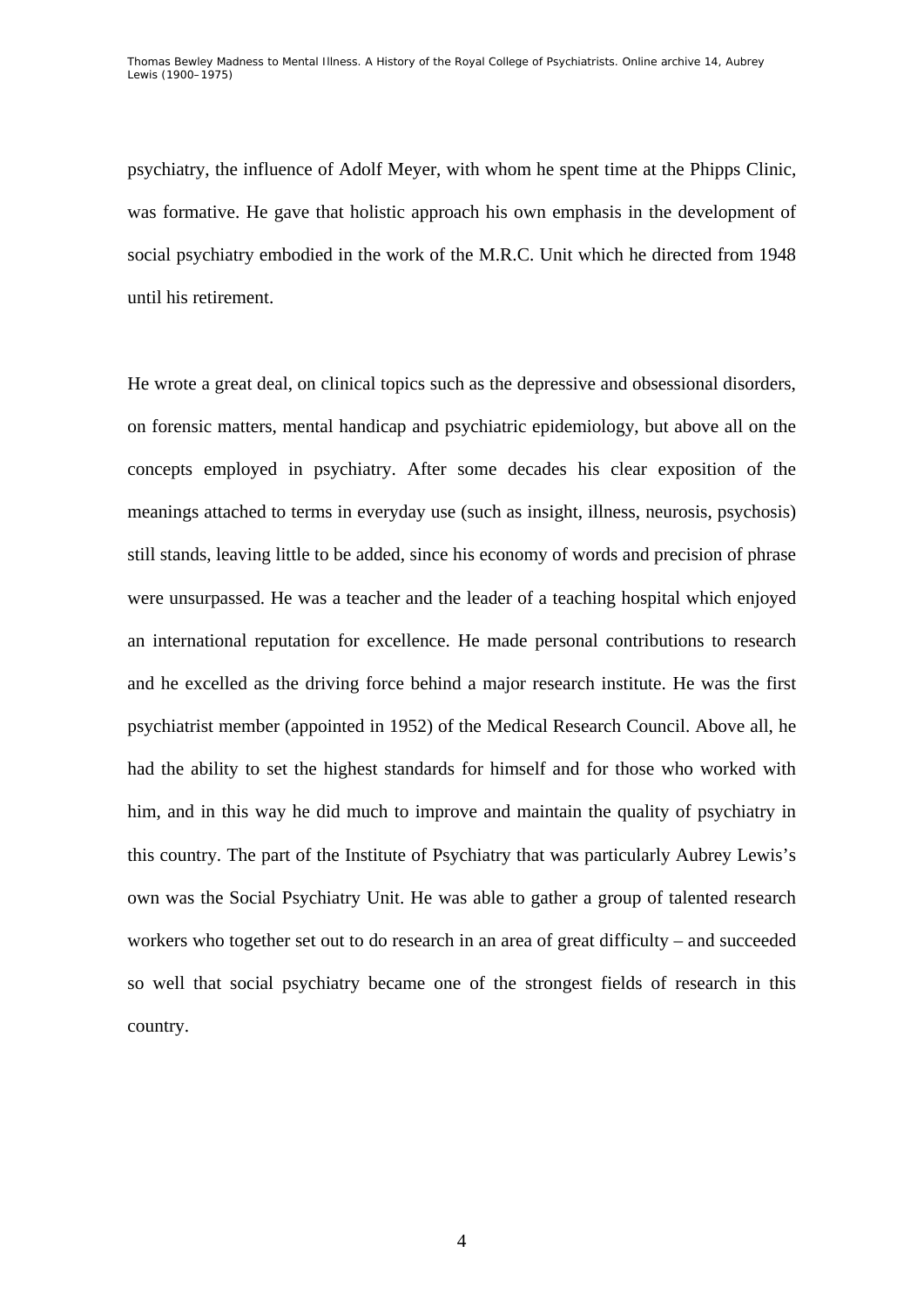psychiatry, the influence of Adolf Meyer, with whom he spent time at the Phipps Clinic, was formative. He gave that holistic approach his own emphasis in the development of social psychiatry embodied in the work of the M.R.C. Unit which he directed from 1948 until his retirement.

He wrote a great deal, on clinical topics such as the depressive and obsessional disorders, on forensic matters, mental handicap and psychiatric epidemiology, but above all on the concepts employed in psychiatry. After some decades his clear exposition of the meanings attached to terms in everyday use (such as insight, illness, neurosis, psychosis) still stands, leaving little to be added, since his economy of words and precision of phrase were unsurpassed. He was a teacher and the leader of a teaching hospital which enjoyed an international reputation for excellence. He made personal contributions to research and he excelled as the driving force behind a major research institute. He was the first psychiatrist member (appointed in 1952) of the Medical Research Council. Above all, he had the ability to set the highest standards for himself and for those who worked with him, and in this way he did much to improve and maintain the quality of psychiatry in this country. The part of the Institute of Psychiatry that was particularly Aubrey Lewis's own was the Social Psychiatry Unit. He was able to gather a group of talented research workers who together set out to do research in an area of great difficulty – and succeeded so well that social psychiatry became one of the strongest fields of research in this country.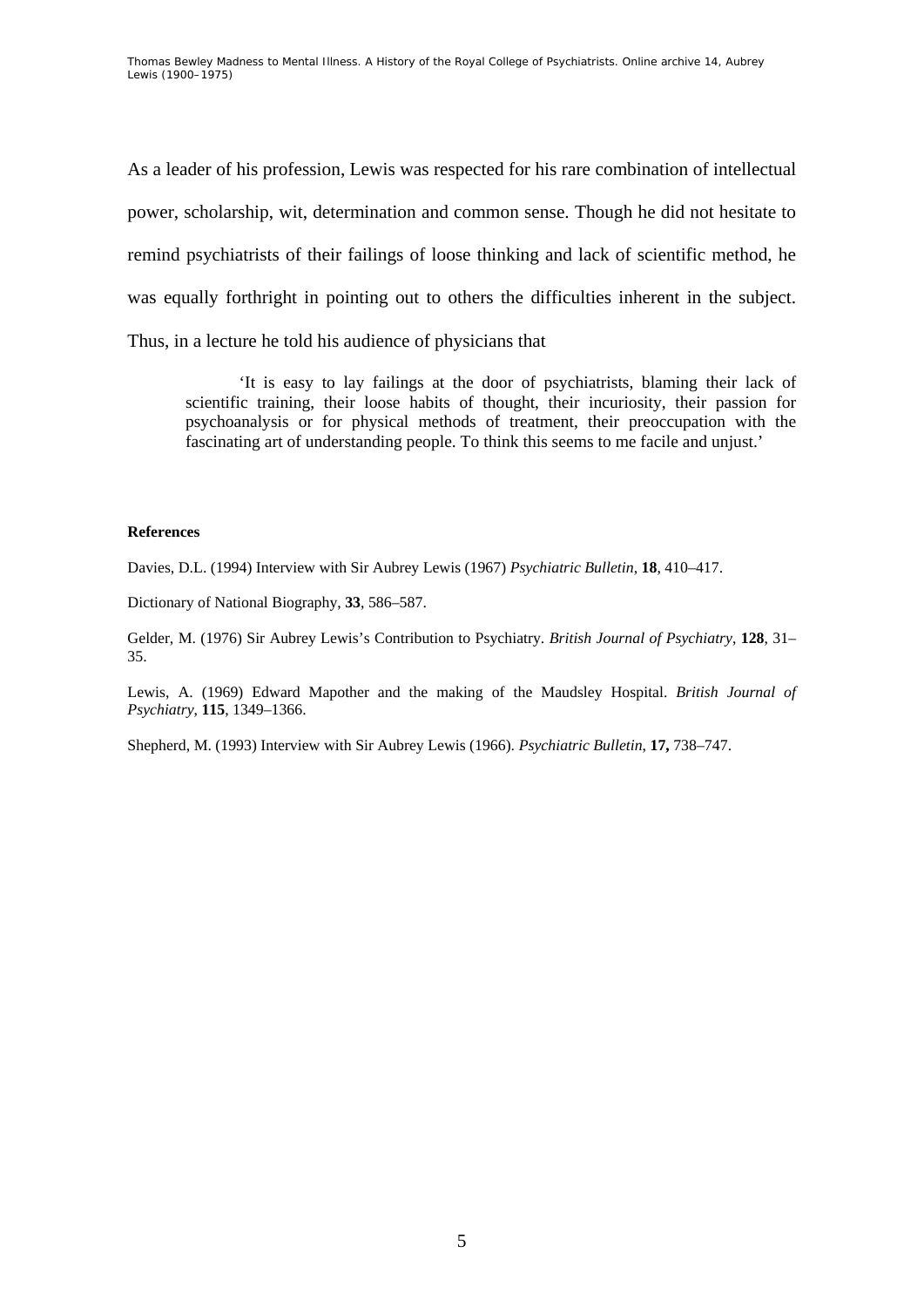As a leader of his profession, Lewis was respected for his rare combination of intellectual power, scholarship, wit, determination and common sense. Though he did not hesitate to remind psychiatrists of their failings of loose thinking and lack of scientific method, he was equally forthright in pointing out to others the difficulties inherent in the subject. Thus, in a lecture he told his audience of physicians that

> 'It is easy to lay failings at the door of psychiatrists, blaming their lack of scientific training, their loose habits of thought, their incuriosity, their passion for psychoanalysis or for physical methods of treatment, their preoccupation with the fascinating art of understanding people. To think this seems to me facile and unjust.'

**References**

Davies, D.L. (1994) Interview with Sir Aubrey Lewis (1967) *Psychiatric Bulletin*, **18**, 410–417.

Dictionary of National Biography, **33**, 586–587.

Gelder, M. (1976) Sir Aubrey Lewis's Contribution to Psychiatry. *British Journal of Psychiatry*, **128**, 31–35.

Lewis, A. (1969) Edward Mapother and the making of the Maudsley Hospital. *British Journal of Psychiatry*, **115**, 1349–1366.

Shepherd, M. (1993) Interview with Sir Aubrey Lewis (1966). *Psychiatric Bulletin*, **17,** 738–747.